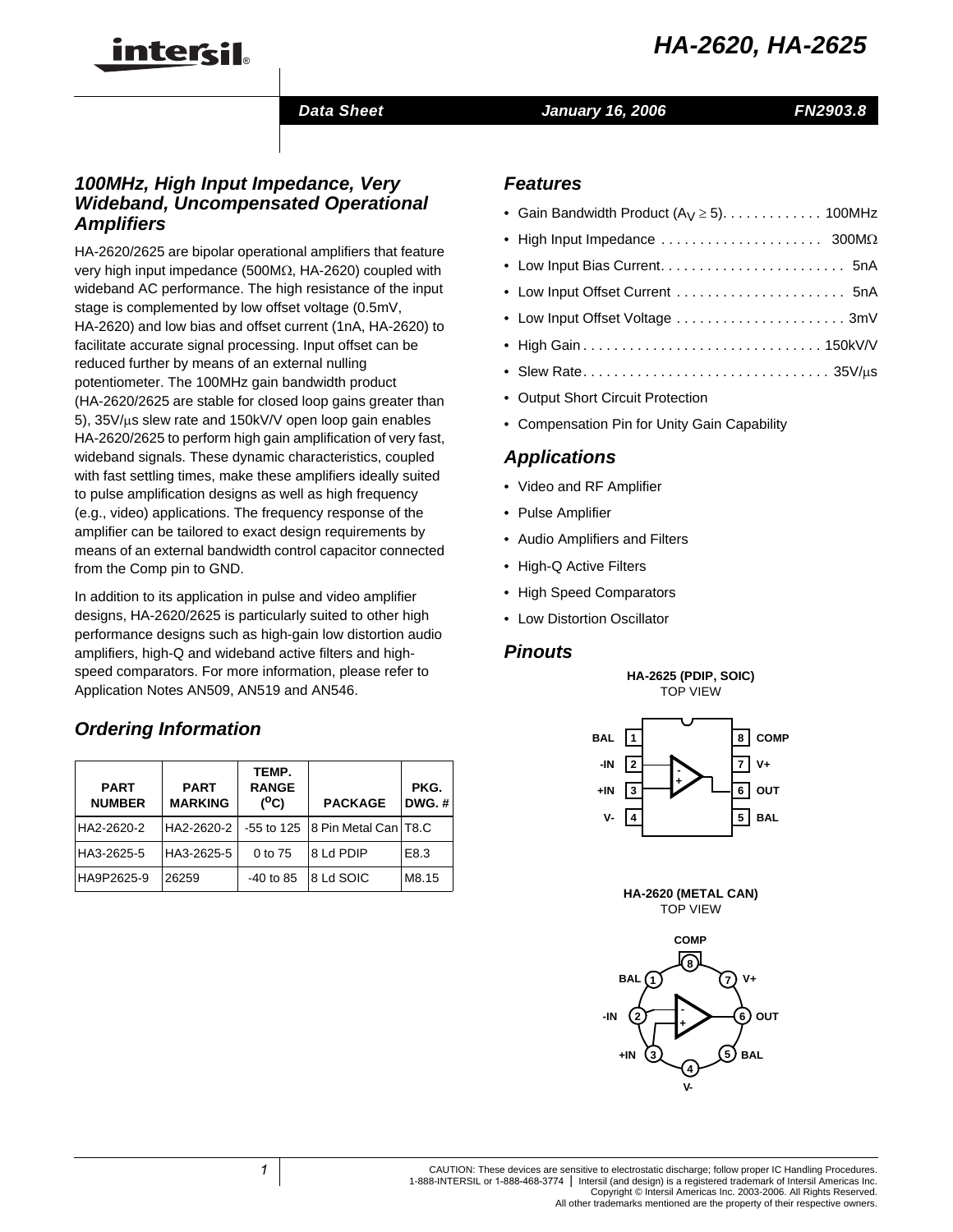# HA-2620, HA-2625

Data Sheet January 16, 2006 FN2903.8

## 100MHz, High Input Impedance, Very Wideband, Uncompensated Operational Amplifiers

HA-2620/2625 are bipolar operational amplifiers that feature very high input impedance (500MΩ, HA-2620) coupled with wideband AC performance. The high resistance of the input stage is complemented by low offset voltage (0.5mV, HA-2620) and low bias and offset current (1nA, HA-2620) to facilitate accurate signal processing. Input offset can be reduced further by means of an external nulling potentiometer. The 100MHz gain bandwidth product (HA-2620/2625 are stable for closed loop gains greater than 5), 35V/μs slew rate and 150kV/V open loop gain enables HA-2620/2625 to perform high gain amplification of very fast, wideband signals. These dynamic characteristics, coupled with fast settling times, make these amplifiers ideally suited to pulse amplification designs as well as high frequency (e.g., video) applications. The frequency response of the amplifier can be tailored to exact design requirements by means of an external bandwidth control capacitor connected from the Comp pin to GND.

In addition to its application in pulse and video amplifier designs, HA-2620/2625 is particularly suited to other high performance designs such as high-gain low distortion audio amplifiers, high-Q and wideband active filters and high-speed comparators. For more information, please refer to Application Notes AN509, AN519 and AN546.

## Ordering Information

| PART NUMBER | PART MARKING | TEMP. RANGE (°C) | PACKAGE | PKG. DWG. # |
|---|---|---|---|---|
| HA2-2620-2 | HA2-2620-2 | -55 to 125 | 8 Pin Metal Can | T8.C |
| HA3-2625-5 | HA3-2625-5 | 0 to 75 | 8 Ld PDIP | E8.3 |
| HA9P2625-9 | 26259 | -40 to 85 | 8 Ld SOIC | M8.15 |

## Features

- Gain Bandwidth Product ($A_V \geq 5$) . . . . . . . . . . . . 100MHz
- High Input Impedance . . . . . . . . . . . . . . . . . . . . 300MΩ
- Low Input Bias Current . . . . . . . . . . . . . . . . . . . . . . . . 5nA
- Low Input Offset Current . . . . . . . . . . . . . . . . . . . . . . 5nA
- Low Input Offset Voltage . . . . . . . . . . . . . . . . . . . . . . 3mV
- High Gain . . . . . . . . . . . . . . . . . . . . . . . . . . . . . . 150kV/V
- Slew Rate . . . . . . . . . . . . . . . . . . . . . . . . . . . . . . . 35V/μs
- Output Short Circuit Protection
- Compensation Pin for Unity Gain Capability

## Applications

- Video and RF Amplifier
- Pulse Amplifier
- Audio Amplifiers and Filters
- High-Q Active Filters
- High Speed Comparators
- Low Distortion Oscillator

## Pinouts

**HA-2625 (PDIP, SOIC)**
TOP VIEW

| Pin | Name | Pin | Name |
|---|---|---|---|
| 1 | BAL | 8 | COMP |
| 2 | -IN | 7 | V+ |
| 3 | +IN | 6 | OUT |
| 4 | V- | 5 | BAL |

**HA-2620 (METAL CAN)**
TOP VIEW

| Pin | Name |
|---|---|
| 1 | BAL |
| 2 | -IN |
| 3 | +IN |
| 4 | V- |
| 5 | BAL |
| 6 | OUT |
| 7 | V+ |
| 8 | COMP |

CAUTION: These devices are sensitive to electrostatic discharge; follow proper IC Handling Procedures.
1-888-INTERSIL or 1-888-468-3774 | Intersil (and design) is a registered trademark of Intersil Americas Inc.
Copyright © Intersil Americas Inc. 2003-2006. All Rights Reserved.
All other trademarks mentioned are the property of their respective owners.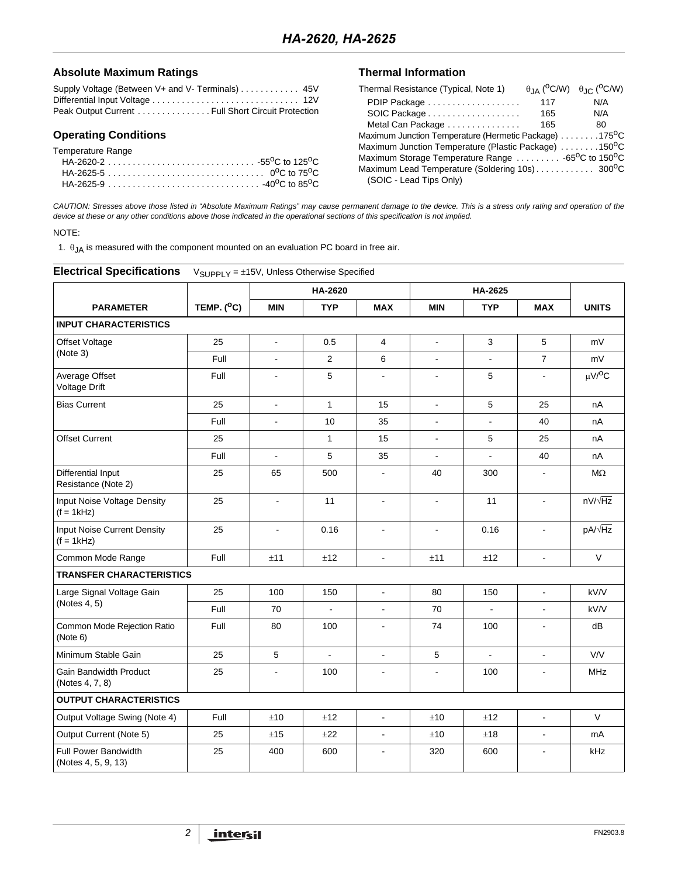## Absolute Maximum Ratings

Supply Voltage (Between V+ and V- Terminals) . . . . . . . . . . . . 45V
Differential Input Voltage . . . . . . . . . . . . . . . . . . . . . . . . . . . . . . 12V
Peak Output Current . . . . . . . . . . . . . . . Full Short Circuit Protection

## Operating Conditions

Temperature Range
- HA-2620-2 . . . . . . . . . . . . . . . . . . . . . . . . . . . . . . -55°C to 125°C
- HA-2625-5 . . . . . . . . . . . . . . . . . . . . . . . . . . . . . . . . 0°C to 75°C
- HA-2625-9 . . . . . . . . . . . . . . . . . . . . . . . . . . . . . . -40°C to 85°C

## Thermal Information

| Thermal Resistance (Typical, Note 1) | $\theta_{JA}$ (°C/W) | $\theta_{JC}$ (°C/W) |
|---|---|---|
| PDIP Package | 117 | N/A |
| SOIC Package | 165 | N/A |
| Metal Can Package | 165 | 80 |

Maximum Junction Temperature (Hermetic Package) . . . . . . . .175°C
Maximum Junction Temperature (Plastic Package) . . . . . . . .150°C
Maximum Storage Temperature Range . . . . . . . . . -65°C to 150°C
Maximum Lead Temperature (Soldering 10s) . . . . . . . . . . . . 300°C
(SOIC - Lead Tips Only)

*CAUTION: Stresses above those listed in "Absolute Maximum Ratings" may cause permanent damage to the device. This is a stress only rating and operation of the device at these or any other conditions above those indicated in the operational sections of this specification is not implied.*

NOTE:

1. $\theta_{JA}$ is measured with the component mounted on an evaluation PC board in free air.

## Electrical Specifications $V_{SUPPLY}$ = ±15V, Unless Otherwise Specified

| PARAMETER | TEMP. (°C) | HA-2620 MIN | HA-2620 TYP | HA-2620 MAX | HA-2625 MIN | HA-2625 TYP | HA-2625 MAX | UNITS |
|---|---|---|---|---|---|---|---|---|
| **INPUT CHARACTERISTICS** | | | | | | | | |
| Offset Voltage (Note 3) | 25 | - | 0.5 | 4 | - | 3 | 5 | mV |
| | Full | - | 2 | 6 | - | - | 7 | mV |
| Average Offset Voltage Drift | Full | - | 5 | - | - | 5 | - | μV/°C |
| Bias Current | 25 | - | 1 | 15 | - | 5 | 25 | nA |
| | Full | - | 10 | 35 | - | - | 40 | nA |
| Offset Current | 25 | | 1 | 15 | - | 5 | 25 | nA |
| | Full | - | 5 | 35 | - | - | 40 | nA |
| Differential Input Resistance (Note 2) | 25 | 65 | 500 | - | 40 | 300 | - | MΩ |
| Input Noise Voltage Density (f = 1kHz) | 25 | - | 11 | - | - | 11 | - | nV/√Hz |
| Input Noise Current Density (f = 1kHz) | 25 | - | 0.16 | - | - | 0.16 | - | pA/√Hz |
| Common Mode Range | Full | ±11 | ±12 | - | ±11 | ±12 | - | V |
| **TRANSFER CHARACTERISTICS** | | | | | | | | |
| Large Signal Voltage Gain (Notes 4, 5) | 25 | 100 | 150 | - | 80 | 150 | - | kV/V |
| | Full | 70 | - | - | 70 | - | - | kV/V |
| Common Mode Rejection Ratio (Note 6) | Full | 80 | 100 | - | 74 | 100 | - | dB |
| Minimum Stable Gain | 25 | 5 | - | - | 5 | - | - | V/V |
| Gain Bandwidth Product (Notes 4, 7, 8) | 25 | - | 100 | - | - | 100 | - | MHz |
| **OUTPUT CHARACTERISTICS** | | | | | | | | |
| Output Voltage Swing (Note 4) | Full | ±10 | ±12 | - | ±10 | ±12 | - | V |
| Output Current (Note 5) | 25 | ±15 | ±22 | - | ±10 | ±18 | - | mA |
| Full Power Bandwidth (Notes 4, 5, 9, 13) | 25 | 400 | 600 | - | 320 | 600 | - | kHz |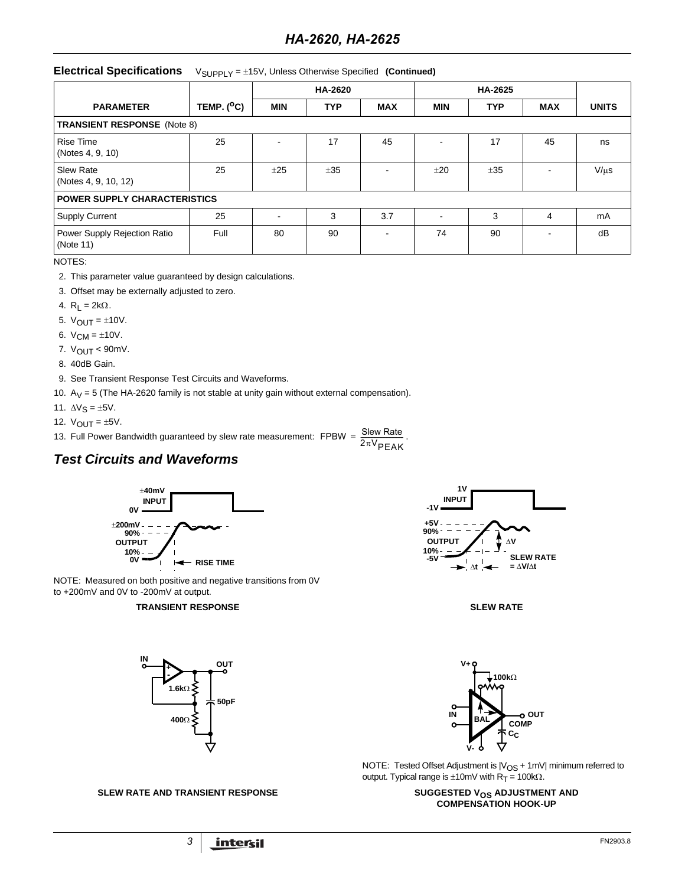## Electrical Specifications

$V_{SUPPLY}$ = ±15V, Unless Otherwise Specified **(Continued)**

| PARAMETER | TEMP. (°C) | HA-2620 | | | HA-2625 | | | UNITS |
|---|---|---|---|---|---|---|---|---|
| | | MIN | TYP | MAX | MIN | TYP | MAX | |
| **TRANSIENT RESPONSE** (Note 8) | | | | | | | | |
| Rise Time (Notes 4, 9, 10) | 25 | - | 17 | 45 | - | 17 | 45 | ns |
| Slew Rate (Notes 4, 9, 10, 12) | 25 | ±25 | ±35 | - | ±20 | ±35 | - | V/μs |
| **POWER SUPPLY CHARACTERISTICS** | | | | | | | | |
| Supply Current | 25 | - | 3 | 3.7 | - | 3 | 4 | mA |
| Power Supply Rejection Ratio (Note 11) | Full | 80 | 90 | - | 74 | 90 | - | dB |

NOTES:

2. This parameter value guaranteed by design calculations.
3. Offset may be externally adjusted to zero.
4. $R_L$ = 2kΩ.
5. $V_{OUT}$ = ±10V.
6. $V_{CM}$ = ±10V.
7. $V_{OUT}$ < 90mV.
8. 40dB Gain.
9. See Transient Response Test Circuits and Waveforms.
10. $A_V$ = 5 (The HA-2620 family is not stable at unity gain without external compensation).
11. $\Delta V_S$ = ±5V.
12. $V_{OUT}$ = ±5V.
13. Full Power Bandwidth guaranteed by slew rate measurement: $FPBW = \frac{\text{Slew Rate}}{2\pi V_{PEAK}}$.

## *Test Circuits and Waveforms*

NOTE: Measured on both positive and negative transitions from 0V to +200mV and 0V to -200mV at output.

**TRANSIENT RESPONSE**

**SLEW RATE**

**SLEW RATE AND TRANSIENT RESPONSE**

NOTE: Tested Offset Adjustment is $|V_{OS}$ + 1mV| minimum referred to output. Typical range is ±10mV with $R_T$ = 100kΩ.

**SUGGESTED $V_{OS}$ ADJUSTMENT AND COMPENSATION HOOK-UP**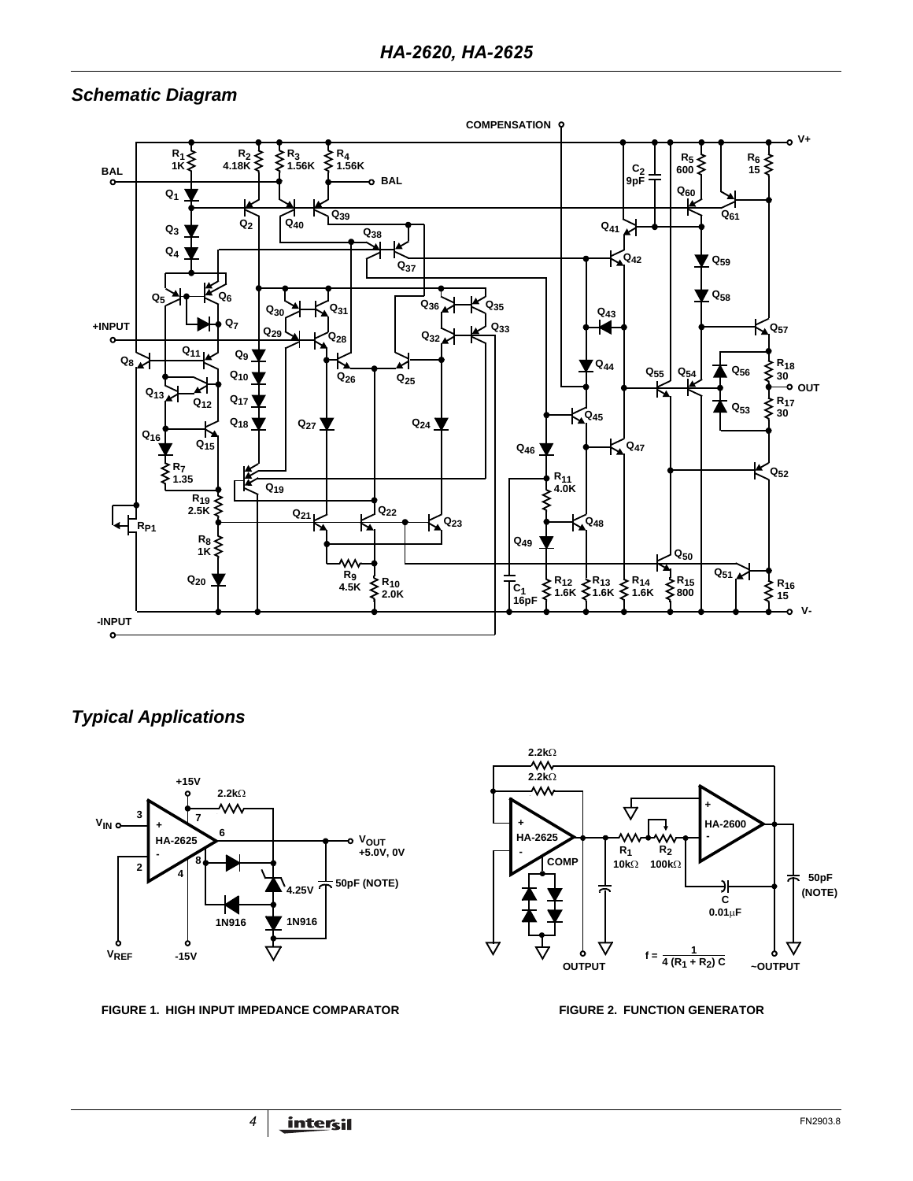## Schematic Diagram

## Typical Applications

FIGURE 1. HIGH INPUT IMPEDANCE COMPARATOR

FIGURE 2. FUNCTION GENERATOR

$$f = \frac{1}{4(R_1 + R_2)C}$$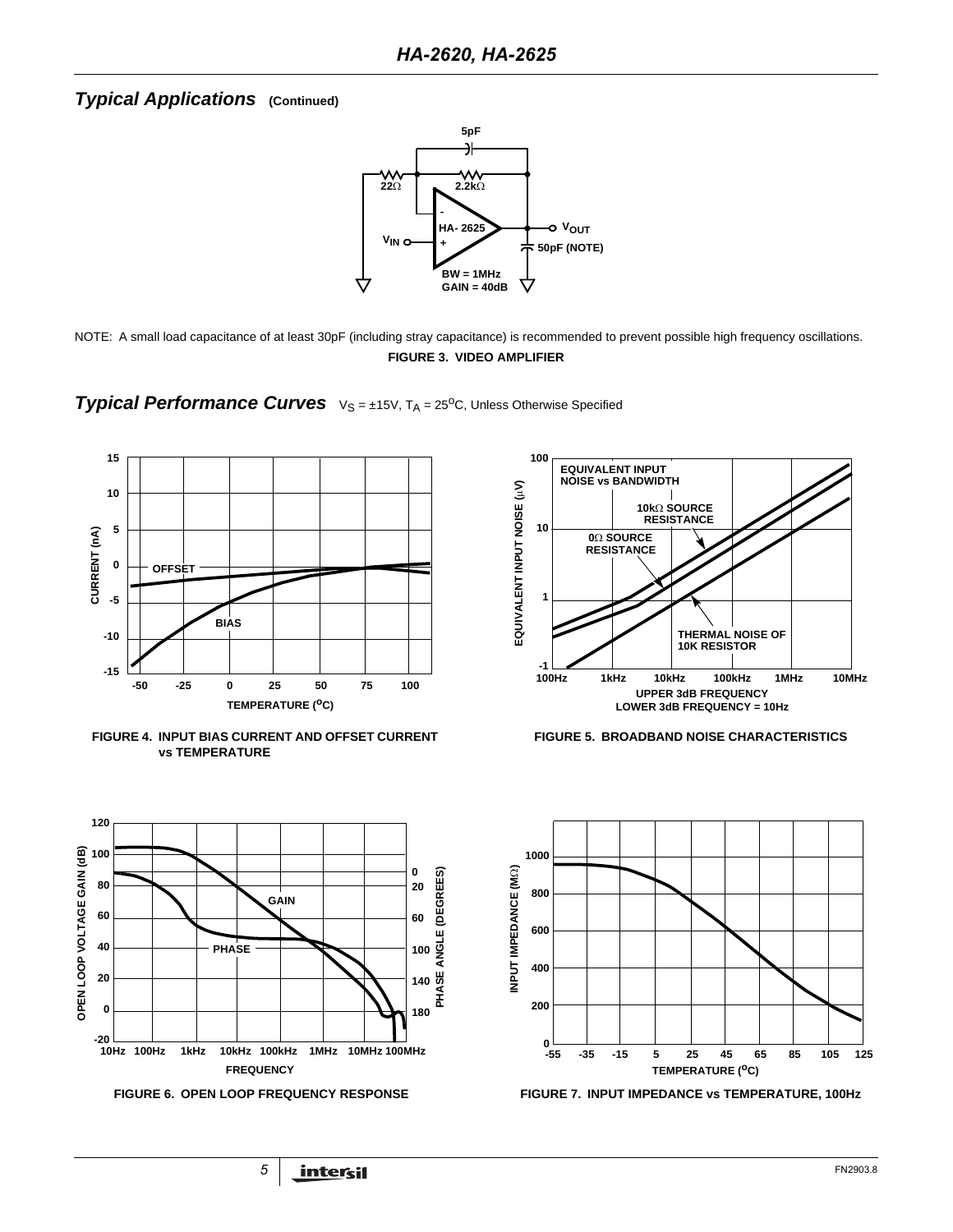## *Typical Applications* (Continued)

NOTE: A small load capacitance of at least 30pF (including stray capacitance) is recommended to prevent possible high frequency oscillations.

**FIGURE 3. VIDEO AMPLIFIER**

## *Typical Performance Curves* $V_S = \pm15V$, $T_A = 25^oC$, Unless Otherwise Specified

**FIGURE 4. INPUT BIAS CURRENT AND OFFSET CURRENT vs TEMPERATURE**

**FIGURE 5. BROADBAND NOISE CHARACTERISTICS**

**FIGURE 6. OPEN LOOP FREQUENCY RESPONSE**

**FIGURE 7. INPUT IMPEDANCE vs TEMPERATURE, 100Hz**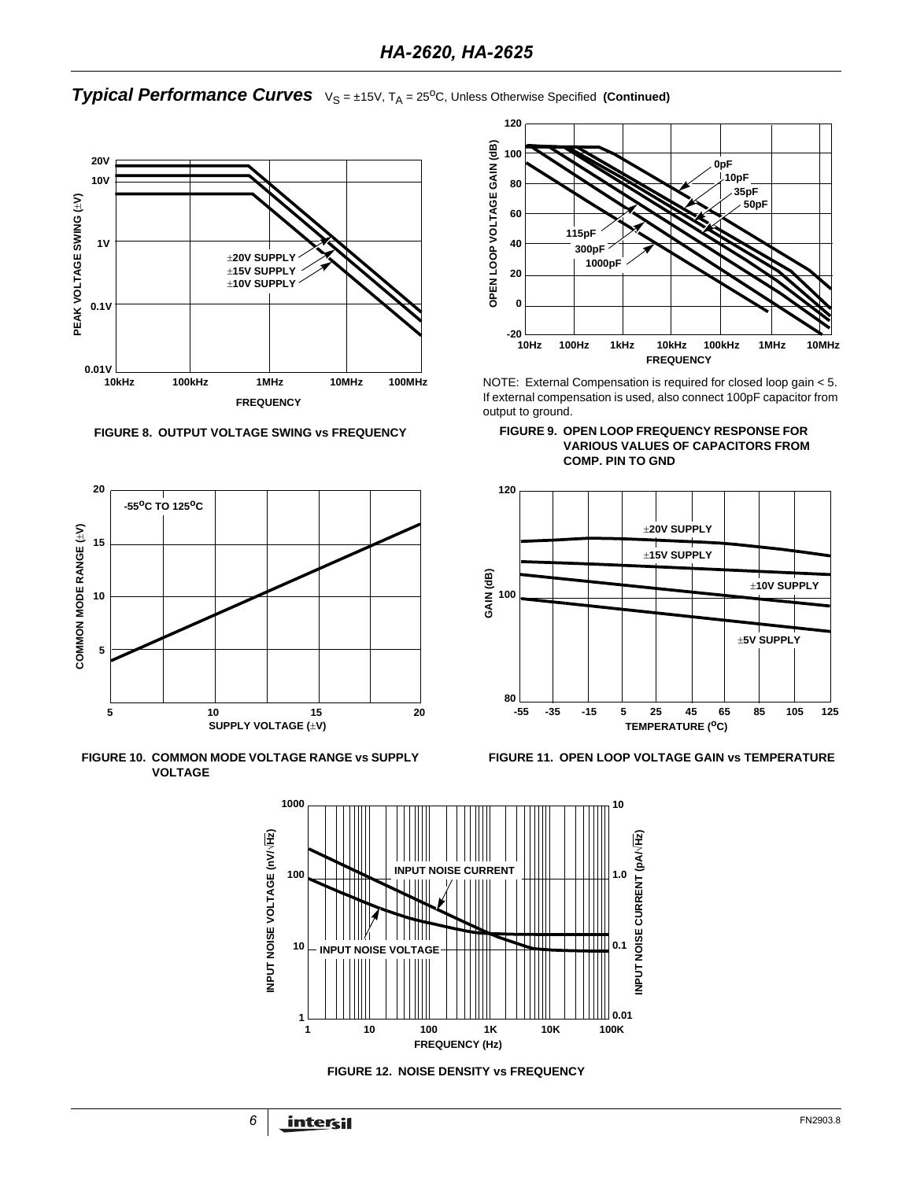## Typical Performance Curves $V_S = \pm15V$, $T_A = 25^oC$, Unless Otherwise Specified **(Continued)**

FIGURE 8. OUTPUT VOLTAGE SWING vs FREQUENCY

NOTE: External Compensation is required for closed loop gain < 5. If external compensation is used, also connect 100pF capacitor from output to ground.

FIGURE 9. OPEN LOOP FREQUENCY RESPONSE FOR VARIOUS VALUES OF CAPACITORS FROM COMP. PIN TO GND

FIGURE 10. COMMON MODE VOLTAGE RANGE vs SUPPLY VOLTAGE

FIGURE 11. OPEN LOOP VOLTAGE GAIN vs TEMPERATURE

FIGURE 12. NOISE DENSITY vs FREQUENCY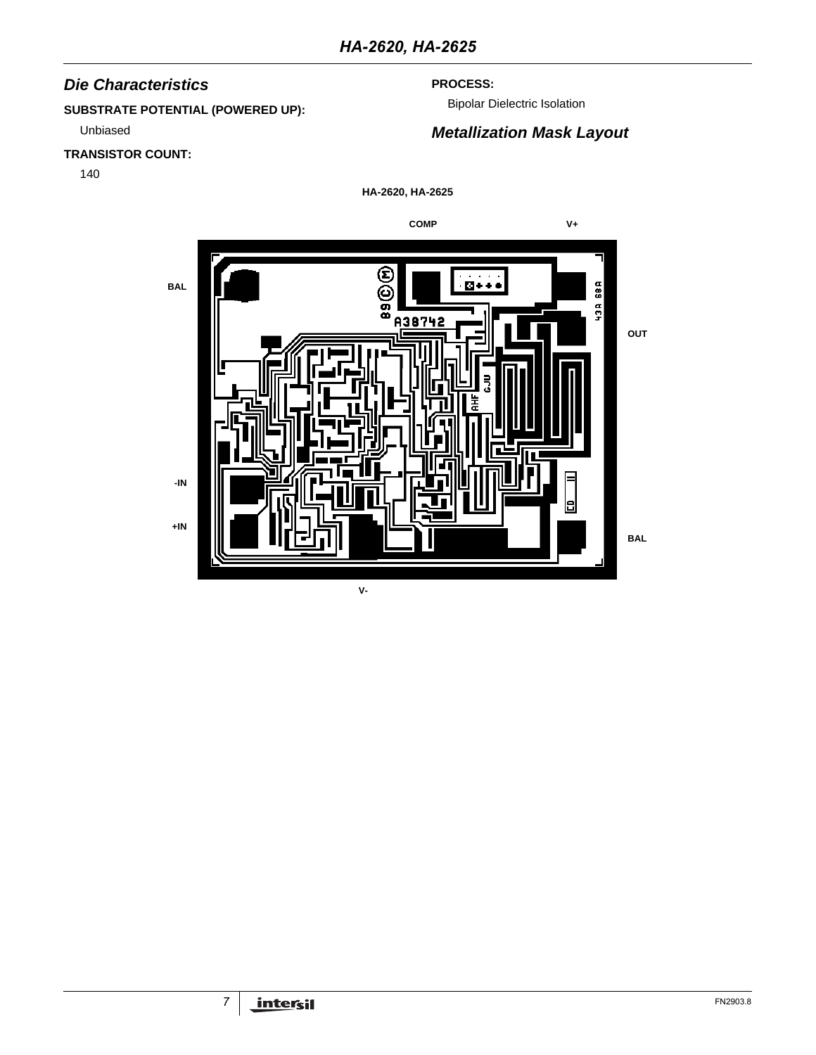## Die Characteristics

**SUBSTRATE POTENTIAL (POWERED UP):**

Unbiased

**TRANSISTOR COUNT:**

140

**PROCESS:**

Bipolar Dielectric Isolation

## Metallization Mask Layout

**HA-2620, HA-2625**

COMP

V+

BAL

OUT

-IN

+IN

BAL

V-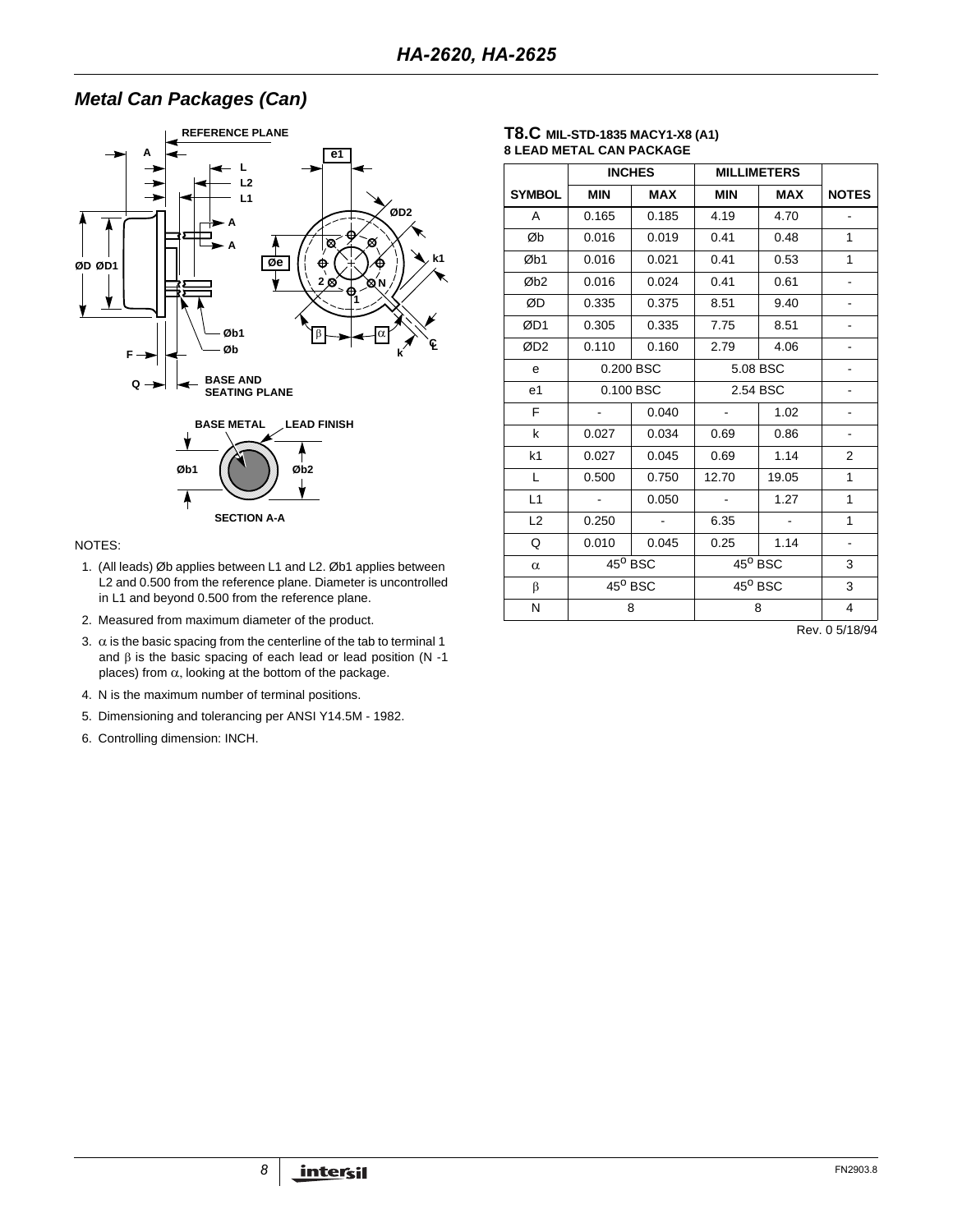## Metal Can Packages (Can)

NOTES:

1. (All leads) Øb applies between L1 and L2. Øb1 applies between L2 and 0.500 from the reference plane. Diameter is uncontrolled in L1 and beyond 0.500 from the reference plane.
2. Measured from maximum diameter of the product.
3. α is the basic spacing from the centerline of the tab to terminal 1 and β is the basic spacing of each lead or lead position (N -1 places) from α, looking at the bottom of the package.
4. N is the maximum number of terminal positions.
5. Dimensioning and tolerancing per ANSI Y14.5M - 1982.
6. Controlling dimension: INCH.

**T8.C** MIL-STD-1835 MACY1-X8 (A1)
**8 LEAD METAL CAN PACKAGE**

| SYMBOL | INCHES MIN | INCHES MAX | MILLIMETERS MIN | MILLIMETERS MAX | NOTES |
|---|---|---|---|---|---|
| A | 0.165 | 0.185 | 4.19 | 4.70 | - |
| Øb | 0.016 | 0.019 | 0.41 | 0.48 | 1 |
| Øb1 | 0.016 | 0.021 | 0.41 | 0.53 | 1 |
| Øb2 | 0.016 | 0.024 | 0.41 | 0.61 | - |
| ØD | 0.335 | 0.375 | 8.51 | 9.40 | - |
| ØD1 | 0.305 | 0.335 | 7.75 | 8.51 | - |
| ØD2 | 0.110 | 0.160 | 2.79 | 4.06 | - |
| e | 0.200 BSC | | 5.08 BSC | | - |
| e1 | 0.100 BSC | | 2.54 BSC | | - |
| F | - | 0.040 | - | 1.02 | - |
| k | 0.027 | 0.034 | 0.69 | 0.86 | - |
| k1 | 0.027 | 0.045 | 0.69 | 1.14 | 2 |
| L | 0.500 | 0.750 | 12.70 | 19.05 | 1 |
| L1 | - | 0.050 | - | 1.27 | 1 |
| L2 | 0.250 | - | 6.35 | - | 1 |
| Q | 0.010 | 0.045 | 0.25 | 1.14 | - |
| α | 45° BSC | | 45° BSC | | 3 |
| β | 45° BSC | | 45° BSC | | 3 |
| N | 8 | | 8 | | 4 |

Rev. 0 5/18/94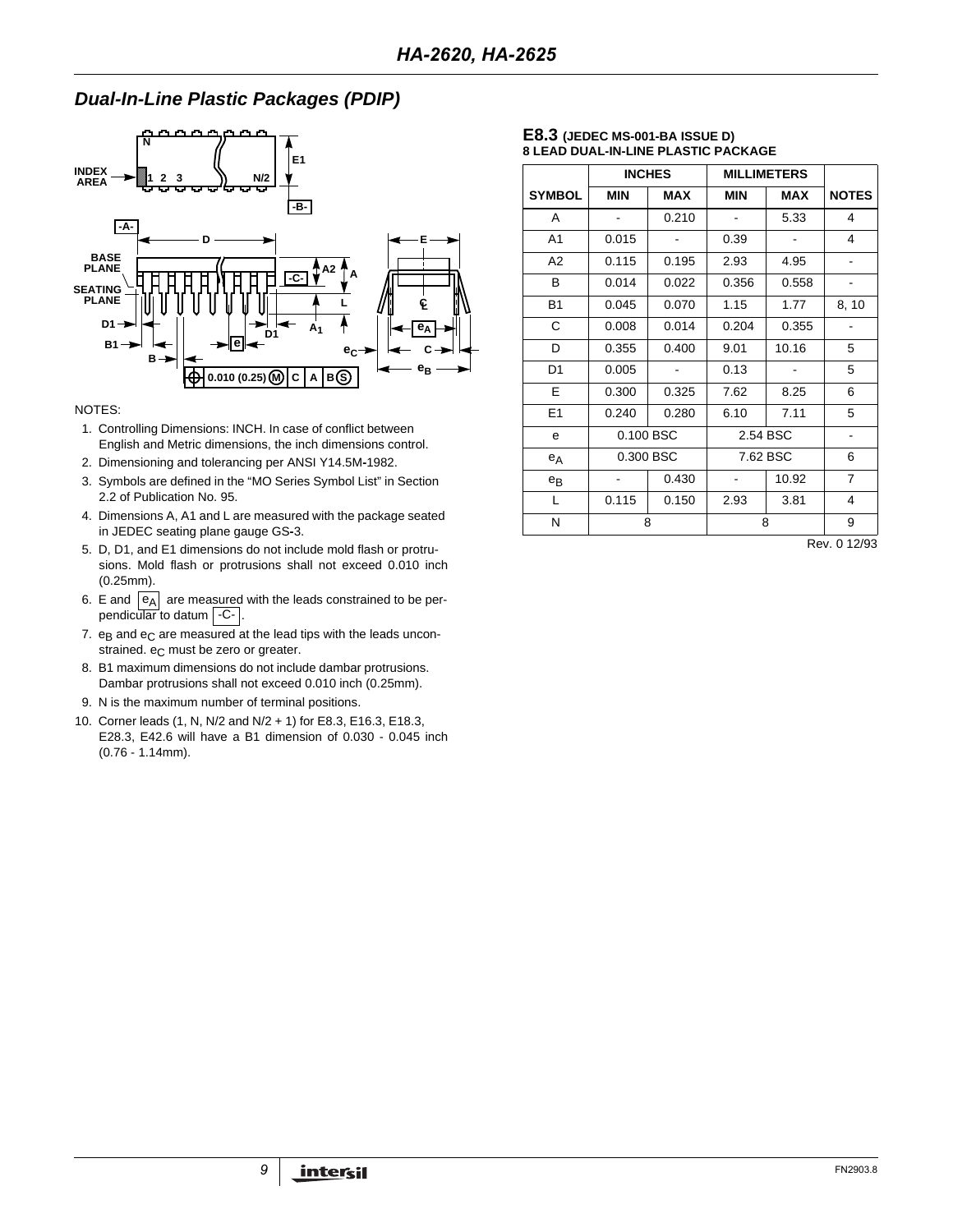## Dual-In-Line Plastic Packages (PDIP)

NOTES:

1. Controlling Dimensions: INCH. In case of conflict between English and Metric dimensions, the inch dimensions control.
2. Dimensioning and tolerancing per ANSI Y14.5M-1982.
3. Symbols are defined in the "MO Series Symbol List" in Section 2.2 of Publication No. 95.
4. Dimensions A, A1 and L are measured with the package seated in JEDEC seating plane gauge GS-3.
5. D, D1, and E1 dimensions do not include mold flash or protrusions. Mold flash or protrusions shall not exceed 0.010 inch (0.25mm).
6. E and $e_A$ are measured with the leads constrained to be perpendicular to datum -C-.
7. $e_B$ and $e_C$ are measured at the lead tips with the leads unconstrained. $e_C$ must be zero or greater.
8. B1 maximum dimensions do not include dambar protrusions. Dambar protrusions shall not exceed 0.010 inch (0.25mm).
9. N is the maximum number of terminal positions.
10. Corner leads (1, N, N/2 and N/2 + 1) for E8.3, E16.3, E18.3, E28.3, E42.6 will have a B1 dimension of 0.030 - 0.045 inch (0.76 - 1.14mm).

**E8.3** (JEDEC MS-001-BA ISSUE D)
**8 LEAD DUAL-IN-LINE PLASTIC PACKAGE**

| | INCHES | | MILLIMETERS | | |
|---|---|---|---|---|---|
| SYMBOL | MIN | MAX | MIN | MAX | NOTES |
| A | - | 0.210 | - | 5.33 | 4 |
| A1 | 0.015 | - | 0.39 | - | 4 |
| A2 | 0.115 | 0.195 | 2.93 | 4.95 | - |
| B | 0.014 | 0.022 | 0.356 | 0.558 | - |
| B1 | 0.045 | 0.070 | 1.15 | 1.77 | 8, 10 |
| C | 0.008 | 0.014 | 0.204 | 0.355 | - |
| D | 0.355 | 0.400 | 9.01 | 10.16 | 5 |
| D1 | 0.005 | - | 0.13 | - | 5 |
| E | 0.300 | 0.325 | 7.62 | 8.25 | 6 |
| E1 | 0.240 | 0.280 | 6.10 | 7.11 | 5 |
| e | 0.100 BSC | | 2.54 BSC | | - |
| $e_A$ | 0.300 BSC | | 7.62 BSC | | 6 |
| $e_B$ | - | 0.430 | - | 10.92 | 7 |
| L | 0.115 | 0.150 | 2.93 | 3.81 | 4 |
| N | 8 | | 8 | | 9 |

Rev. 0 12/93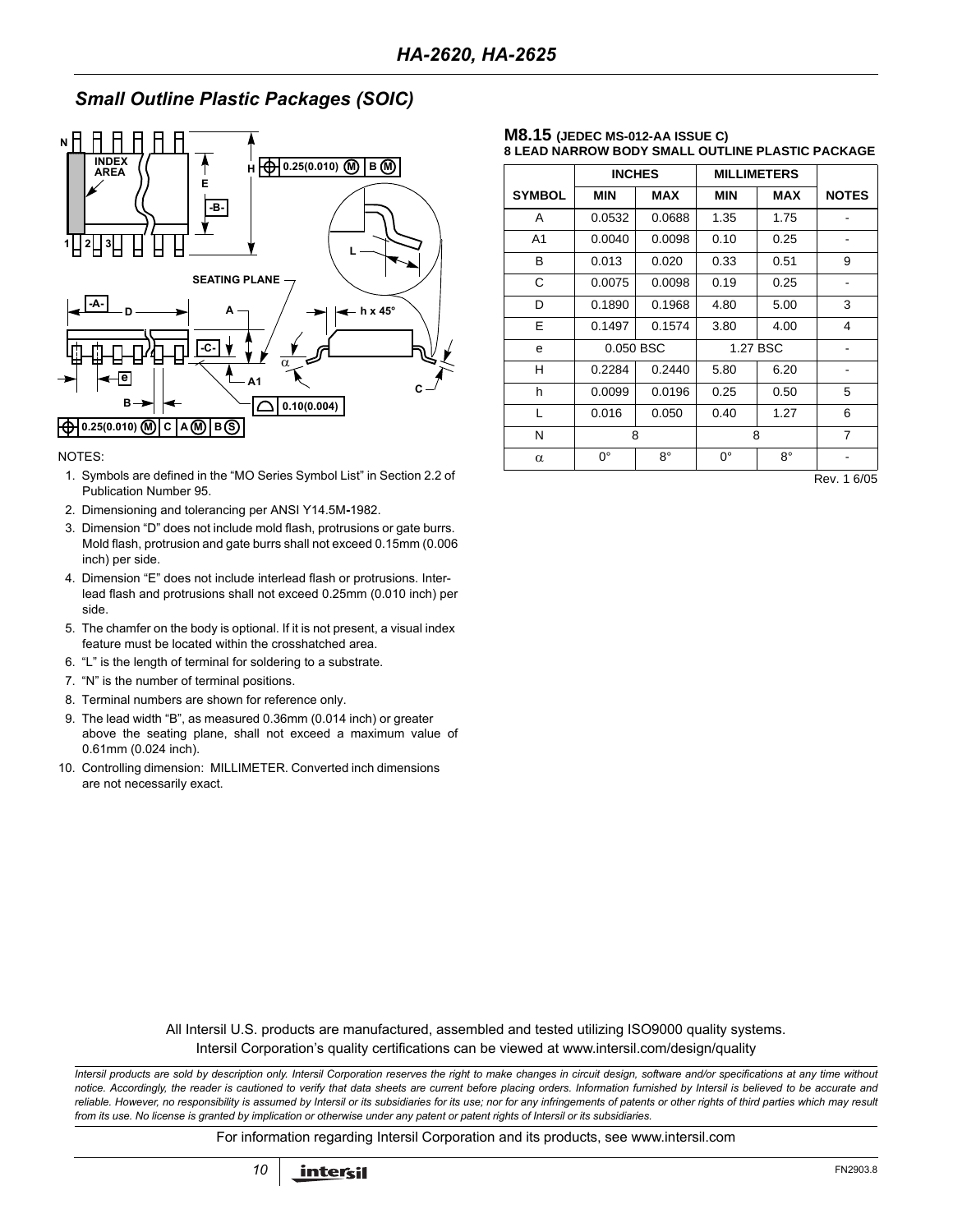## Small Outline Plastic Packages (SOIC)

N

INDEX AREA

E

-B-

H

0.25(0.010) M B M

1 2 3

L

SEATING PLANE

-A-

D

A

h x 45°

-C-

α

e

A1

C

B

0.10(0.004)

0.25(0.010) M C A M B S

NOTES:

1. Symbols are defined in the “MO Series Symbol List” in Section 2.2 of Publication Number 95.
2. Dimensioning and tolerancing per ANSI Y14.5M**-**1982.
3. Dimension “D” does not include mold flash, protrusions or gate burrs. Mold flash, protrusion and gate burrs shall not exceed 0.15mm (0.006 inch) per side.
4. Dimension “E” does not include interlead flash or protrusions. Interlead flash and protrusions shall not exceed 0.25mm (0.010 inch) per side.
5. The chamfer on the body is optional. If it is not present, a visual index feature must be located within the crosshatched area.
6. “L” is the length of terminal for soldering to a substrate.
7. “N” is the number of terminal positions.
8. Terminal numbers are shown for reference only.
9. The lead width “B”, as measured 0.36mm (0.014 inch) or greater above the seating plane, shall not exceed a maximum value of 0.61mm (0.024 inch).
10. Controlling dimension: MILLIMETER. Converted inch dimensions are not necessarily exact.

**M8.15** (JEDEC MS-012-AA ISSUE C)
**8 LEAD NARROW BODY SMALL OUTLINE PLASTIC PACKAGE**

| SYMBOL | INCHES | | MILLIMETERS | | NOTES |
|---|---|---|---|---|---|
| | MIN | MAX | MIN | MAX | |
| A | 0.0532 | 0.0688 | 1.35 | 1.75 | - |
| A1 | 0.0040 | 0.0098 | 0.10 | 0.25 | - |
| B | 0.013 | 0.020 | 0.33 | 0.51 | 9 |
| C | 0.0075 | 0.0098 | 0.19 | 0.25 | - |
| D | 0.1890 | 0.1968 | 4.80 | 5.00 | 3 |
| E | 0.1497 | 0.1574 | 3.80 | 4.00 | 4 |
| e | 0.050 BSC | | 1.27 BSC | | - |
| H | 0.2284 | 0.2440 | 5.80 | 6.20 | - |
| h | 0.0099 | 0.0196 | 0.25 | 0.50 | 5 |
| L | 0.016 | 0.050 | 0.40 | 1.27 | 6 |
| N | 8 | | 8 | | 7 |
| $\alpha$ | 0° | 8° | 0° | 8° | - |

Rev. 1 6/05

All Intersil U.S. products are manufactured, assembled and tested utilizing ISO9000 quality systems.
Intersil Corporation’s quality certifications can be viewed at www.intersil.com/design/quality

*Intersil products are sold by description only. Intersil Corporation reserves the right to make changes in circuit design, software and/or specifications at any time without notice. Accordingly, the reader is cautioned to verify that data sheets are current before placing orders. Information furnished by Intersil is believed to be accurate and reliable. However, no responsibility is assumed by Intersil or its subsidiaries for its use; nor for any infringements of patents or other rights of third parties which may result from its use. No license is granted by implication or otherwise under any patent or patent rights of Intersil or its subsidiaries.*

For information regarding Intersil Corporation and its products, see www.intersil.com